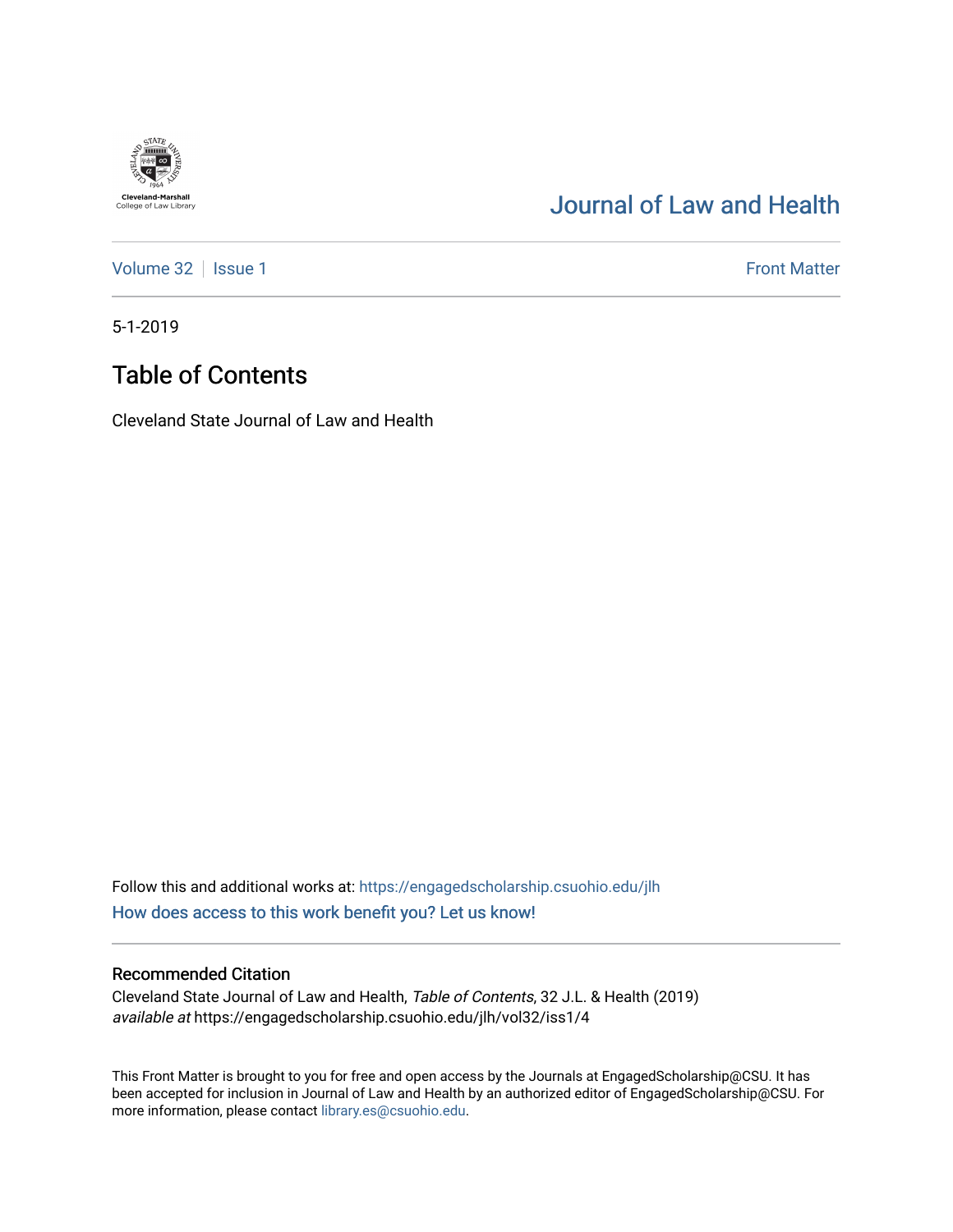Cleveland-Marshall College of Law Library

# Journal of Law and Health

Volume 32 | Issue 1 | Front Matter

5-1-2019

## Table of Contents

Cleveland State Journal of Law and Health

Follow this and additional works at: https://engagedscholarship.csuohio.edu/jlh

How does access to this work benefit you? Let us know!

### Recommended Citation

Cleveland State Journal of Law and Health, *Table of Contents*, 32 J.L. & Health (2019)
*available at* https://engagedscholarship.csuohio.edu/jlh/vol32/iss1/4

This Front Matter is brought to you for free and open access by the Journals at EngagedScholarship@CSU. It has been accepted for inclusion in Journal of Law and Health by an authorized editor of EngagedScholarship@CSU. For more information, please contact library.es@csuohio.edu.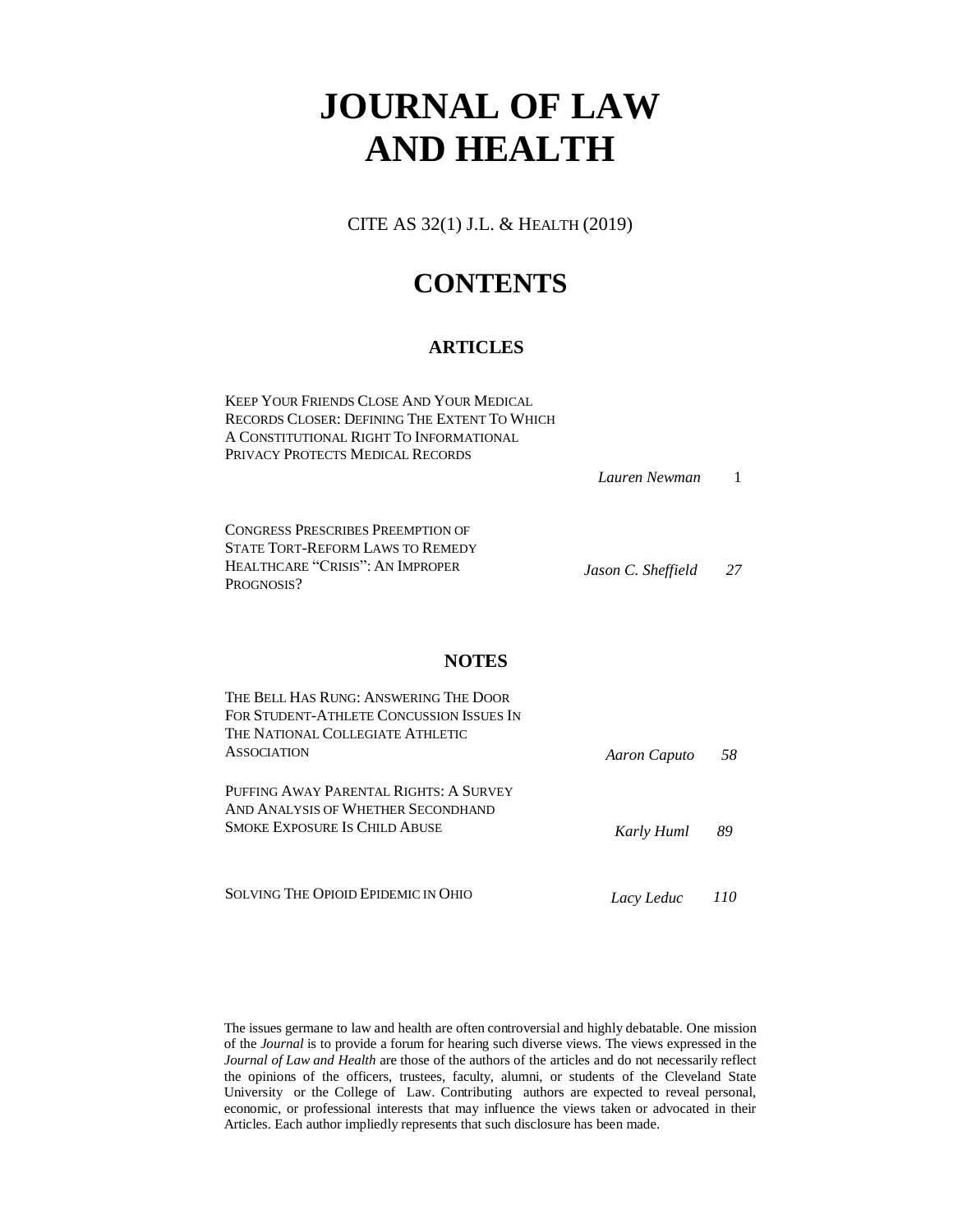# JOURNAL OF LAW AND HEALTH

CITE AS 32(1) J.L. & HEALTH (2019)

## CONTENTS

### ARTICLES

| | | |
|---|---|---|
| KEEP YOUR FRIENDS CLOSE AND YOUR MEDICAL RECORDS CLOSER: DEFINING THE EXTENT TO WHICH A CONSTITUTIONAL RIGHT TO INFORMATIONAL PRIVACY PROTECTS MEDICAL RECORDS | *Lauren Newman* | 1 |
| CONGRESS PRESCRIBES PREEMPTION OF STATE TORT-REFORM LAWS TO REMEDY HEALTHCARE "CRISIS": AN IMPROPER PROGNOSIS? | *Jason C. Sheffield* | *27* |

### NOTES

| | | |
|---|---|---|
| THE BELL HAS RUNG: ANSWERING THE DOOR FOR STUDENT-ATHLETE CONCUSSION ISSUES IN THE NATIONAL COLLEGIATE ATHLETIC ASSOCIATION | *Aaron Caputo* | *58* |
| PUFFING AWAY PARENTAL RIGHTS: A SURVEY AND ANALYSIS OF WHETHER SECONDHAND SMOKE EXPOSURE IS CHILD ABUSE | *Karly Huml* | *89* |
| SOLVING THE OPIOID EPIDEMIC IN OHIO | *Lacy Leduc* | *110* |

The issues germane to law and health are often controversial and highly debatable. One mission of the *Journal* is to provide a forum for hearing such diverse views. The views expressed in the *Journal of Law and Health* are those of the authors of the articles and do not necessarily reflect the opinions of the officers, trustees, faculty, alumni, or students of the Cleveland State University or the College of Law. Contributing authors are expected to reveal personal, economic, or professional interests that may influence the views taken or advocated in their Articles. Each author impliedly represents that such disclosure has been made.